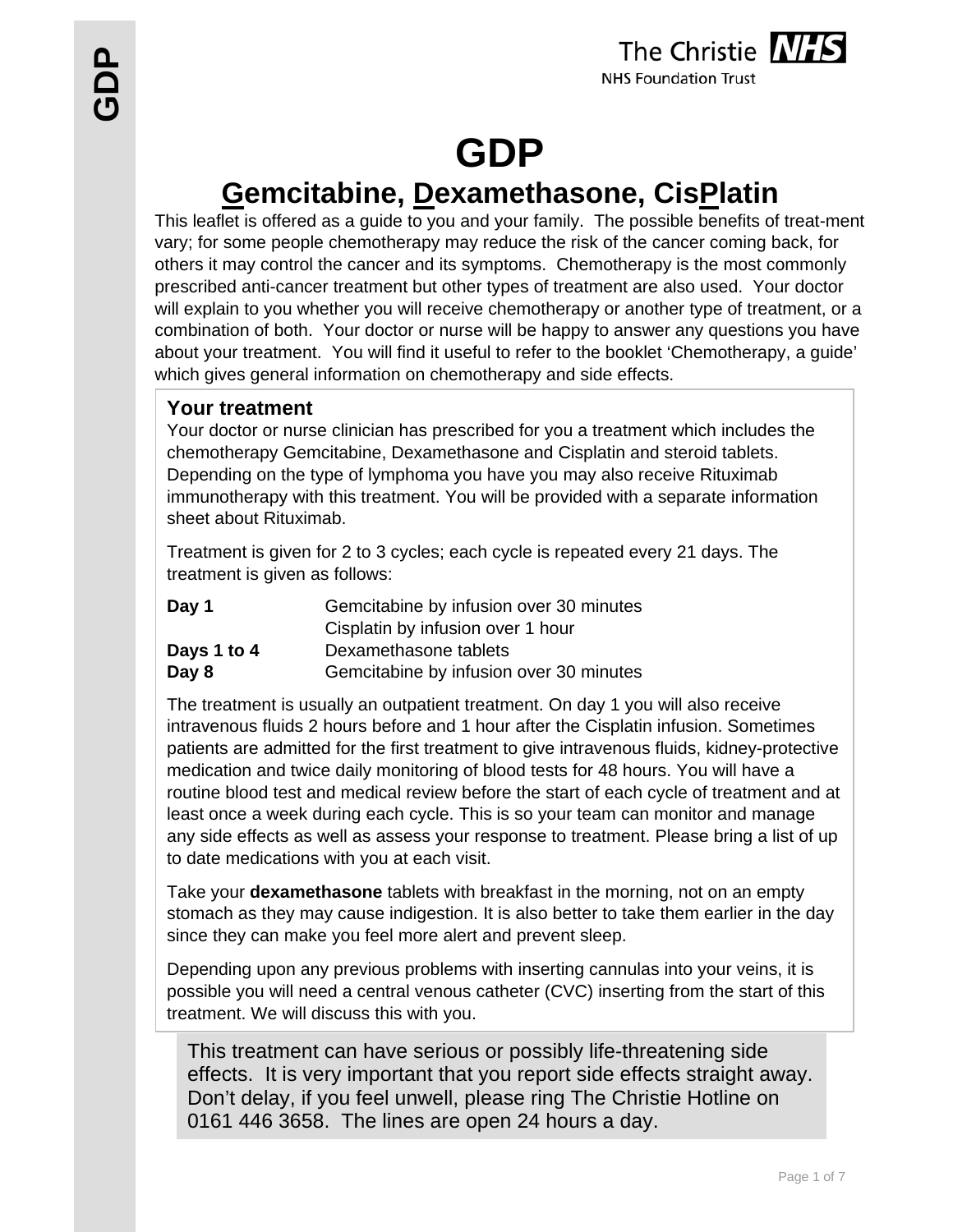# GDP

## Gemcitabine, Dexamethasone, CisPlatin

This leaflet is offered as a guide to you and your family. The possible benefits of treat-ment vary; for some people chemotherapy may reduce the risk of the cancer coming back, for others it may control the cancer and its symptoms. Chemotherapy is the most commonly prescribed anti-cancer treatment but other types of treatment are also used. Your doctor will explain to you whether you will receive chemotherapy or another type of treatment, or a combination of both. Your doctor or nurse will be happy to answer any questions you have about your treatment. You will find it useful to refer to the booklet 'Chemotherapy, a guide' which gives general information on chemotherapy and side effects.

### Your treatment

Your doctor or nurse clinician has prescribed for you a treatment which includes the chemotherapy Gemcitabine, Dexamethasone and Cisplatin and steroid tablets. Depending on the type of lymphoma you have you may also receive Rituximab immunotherapy with this treatment. You will be provided with a separate information sheet about Rituximab.

Treatment is given for 2 to 3 cycles; each cycle is repeated every 21 days. The treatment is given as follows:

| | |
|---|---|
| **Day 1** | Gemcitabine by infusion over 30 minutes |
| | Cisplatin by infusion over 1 hour |
| **Days 1 to 4** | Dexamethasone tablets |
| **Day 8** | Gemcitabine by infusion over 30 minutes |

The treatment is usually an outpatient treatment. On day 1 you will also receive intravenous fluids 2 hours before and 1 hour after the Cisplatin infusion. Sometimes patients are admitted for the first treatment to give intravenous fluids, kidney-protective medication and twice daily monitoring of blood tests for 48 hours. You will have a routine blood test and medical review before the start of each cycle of treatment and at least once a week during each cycle. This is so your team can monitor and manage any side effects as well as assess your response to treatment. Please bring a list of up to date medications with you at each visit.

Take your **dexamethasone** tablets with breakfast in the morning, not on an empty stomach as they may cause indigestion. It is also better to take them earlier in the day since they can make you feel more alert and prevent sleep.

Depending upon any previous problems with inserting cannulas into your veins, it is possible you will need a central venous catheter (CVC) inserting from the start of this treatment. We will discuss this with you.

This treatment can have serious or possibly life-threatening side effects. It is very important that you report side effects straight away. Don't delay, if you feel unwell, please ring The Christie Hotline on 0161 446 3658. The lines are open 24 hours a day.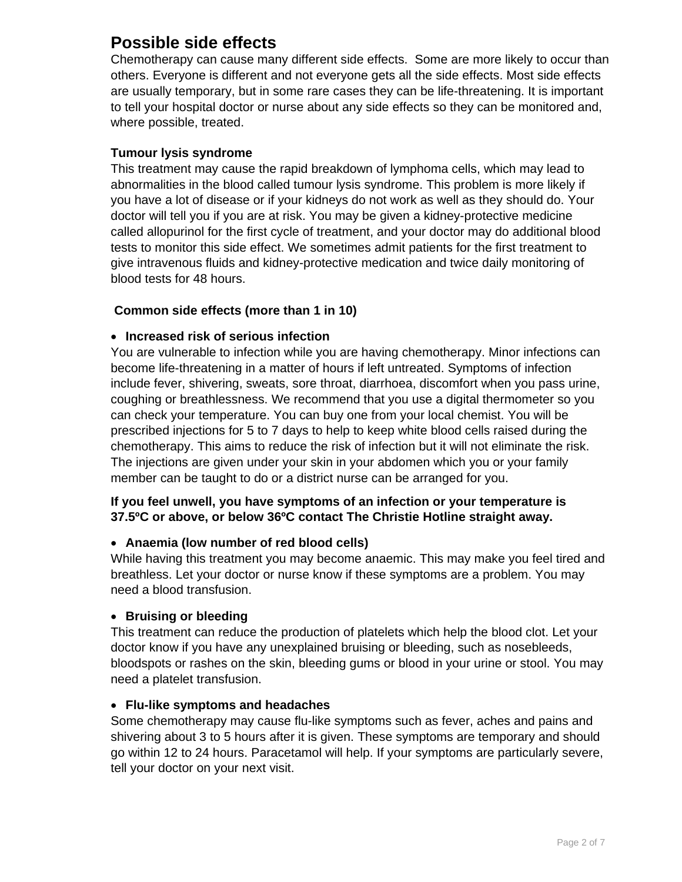## Possible side effects

Chemotherapy can cause many different side effects. Some are more likely to occur than others. Everyone is different and not everyone gets all the side effects. Most side effects are usually temporary, but in some rare cases they can be life-threatening. It is important to tell your hospital doctor or nurse about any side effects so they can be monitored and, where possible, treated.

**Tumour lysis syndrome**

This treatment may cause the rapid breakdown of lymphoma cells, which may lead to abnormalities in the blood called tumour lysis syndrome. This problem is more likely if you have a lot of disease or if your kidneys do not work as well as they should do. Your doctor will tell you if you are at risk. You may be given a kidney-protective medicine called allopurinol for the first cycle of treatment, and your doctor may do additional blood tests to monitor this side effect. We sometimes admit patients for the first treatment to give intravenous fluids and kidney-protective medication and twice daily monitoring of blood tests for 48 hours.

**Common side effects (more than 1 in 10)**

- **Increased risk of serious infection**

You are vulnerable to infection while you are having chemotherapy. Minor infections can become life-threatening in a matter of hours if left untreated. Symptoms of infection include fever, shivering, sweats, sore throat, diarrhoea, discomfort when you pass urine, coughing or breathlessness. We recommend that you use a digital thermometer so you can check your temperature. You can buy one from your local chemist. You will be prescribed injections for 5 to 7 days to help to keep white blood cells raised during the chemotherapy. This aims to reduce the risk of infection but it will not eliminate the risk. The injections are given under your skin in your abdomen which you or your family member can be taught to do or a district nurse can be arranged for you.

**If you feel unwell, you have symptoms of an infection or your temperature is 37.5ºC or above, or below 36ºC contact The Christie Hotline straight away.**

- **Anaemia (low number of red blood cells)**

While having this treatment you may become anaemic. This may make you feel tired and breathless. Let your doctor or nurse know if these symptoms are a problem. You may need a blood transfusion.

- **Bruising or bleeding**

This treatment can reduce the production of platelets which help the blood clot. Let your doctor know if you have any unexplained bruising or bleeding, such as nosebleeds, bloodspots or rashes on the skin, bleeding gums or blood in your urine or stool. You may need a platelet transfusion.

- **Flu-like symptoms and headaches**

Some chemotherapy may cause flu-like symptoms such as fever, aches and pains and shivering about 3 to 5 hours after it is given. These symptoms are temporary and should go within 12 to 24 hours. Paracetamol will help. If your symptoms are particularly severe, tell your doctor on your next visit.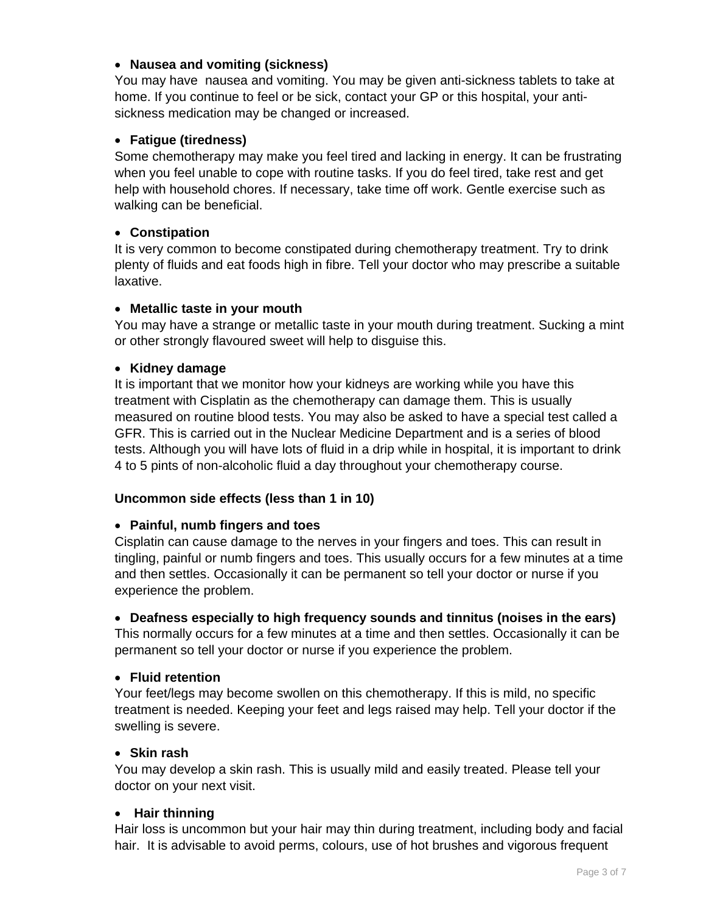- **Nausea and vomiting (sickness)**

You may have nausea and vomiting. You may be given anti-sickness tablets to take at home. If you continue to feel or be sick, contact your GP or this hospital, your anti-sickness medication may be changed or increased.

- **Fatigue (tiredness)**

Some chemotherapy may make you feel tired and lacking in energy. It can be frustrating when you feel unable to cope with routine tasks. If you do feel tired, take rest and get help with household chores. If necessary, take time off work. Gentle exercise such as walking can be beneficial.

- **Constipation**

It is very common to become constipated during chemotherapy treatment. Try to drink plenty of fluids and eat foods high in fibre. Tell your doctor who may prescribe a suitable laxative.

- **Metallic taste in your mouth**

You may have a strange or metallic taste in your mouth during treatment. Sucking a mint or other strongly flavoured sweet will help to disguise this.

- **Kidney damage**

It is important that we monitor how your kidneys are working while you have this treatment with Cisplatin as the chemotherapy can damage them. This is usually measured on routine blood tests. You may also be asked to have a special test called a GFR. This is carried out in the Nuclear Medicine Department and is a series of blood tests. Although you will have lots of fluid in a drip while in hospital, it is important to drink 4 to 5 pints of non-alcoholic fluid a day throughout your chemotherapy course.

**Uncommon side effects (less than 1 in 10)**

- **Painful, numb fingers and toes**

Cisplatin can cause damage to the nerves in your fingers and toes. This can result in tingling, painful or numb fingers and toes. This usually occurs for a few minutes at a time and then settles. Occasionally it can be permanent so tell your doctor or nurse if you experience the problem.

- **Deafness especially to high frequency sounds and tinnitus (noises in the ears)**

This normally occurs for a few minutes at a time and then settles. Occasionally it can be permanent so tell your doctor or nurse if you experience the problem.

- **Fluid retention**

Your feet/legs may become swollen on this chemotherapy. If this is mild, no specific treatment is needed. Keeping your feet and legs raised may help. Tell your doctor if the swelling is severe.

- **Skin rash**

You may develop a skin rash. This is usually mild and easily treated. Please tell your doctor on your next visit.

- **Hair thinning**

Hair loss is uncommon but your hair may thin during treatment, including body and facial hair. It is advisable to avoid perms, colours, use of hot brushes and vigorous frequent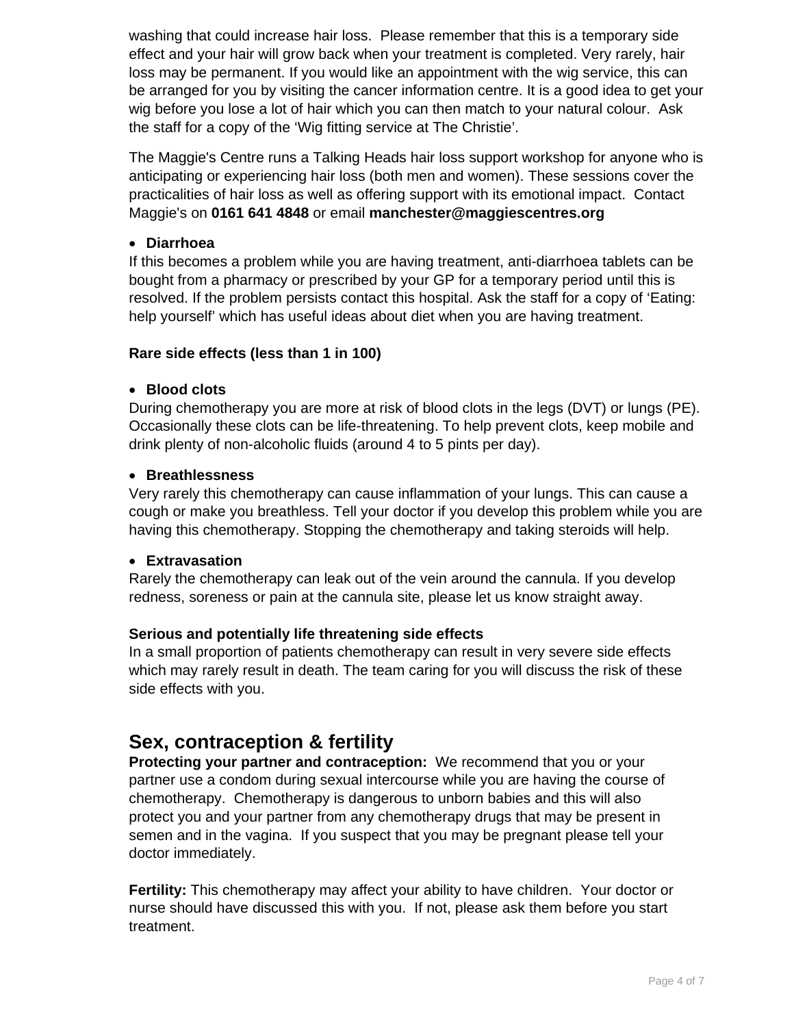washing that could increase hair loss. Please remember that this is a temporary side effect and your hair will grow back when your treatment is completed. Very rarely, hair loss may be permanent. If you would like an appointment with the wig service, this can be arranged for you by visiting the cancer information centre. It is a good idea to get your wig before you lose a lot of hair which you can then match to your natural colour. Ask the staff for a copy of the 'Wig fitting service at The Christie'.

The Maggie's Centre runs a Talking Heads hair loss support workshop for anyone who is anticipating or experiencing hair loss (both men and women). These sessions cover the practicalities of hair loss as well as offering support with its emotional impact. Contact Maggie's on **0161 641 4848** or email **manchester@maggiescentres.org**

- **Diarrhoea**

If this becomes a problem while you are having treatment, anti-diarrhoea tablets can be bought from a pharmacy or prescribed by your GP for a temporary period until this is resolved. If the problem persists contact this hospital. Ask the staff for a copy of 'Eating: help yourself' which has useful ideas about diet when you are having treatment.

**Rare side effects (less than 1 in 100)**

- **Blood clots**

During chemotherapy you are more at risk of blood clots in the legs (DVT) or lungs (PE). Occasionally these clots can be life-threatening. To help prevent clots, keep mobile and drink plenty of non-alcoholic fluids (around 4 to 5 pints per day).

- **Breathlessness**

Very rarely this chemotherapy can cause inflammation of your lungs. This can cause a cough or make you breathless. Tell your doctor if you develop this problem while you are having this chemotherapy. Stopping the chemotherapy and taking steroids will help.

- **Extravasation**

Rarely the chemotherapy can leak out of the vein around the cannula. If you develop redness, soreness or pain at the cannula site, please let us know straight away.

**Serious and potentially life threatening side effects**

In a small proportion of patients chemotherapy can result in very severe side effects which may rarely result in death. The team caring for you will discuss the risk of these side effects with you.

## Sex, contraception & fertility

**Protecting your partner and contraception:** We recommend that you or your partner use a condom during sexual intercourse while you are having the course of chemotherapy. Chemotherapy is dangerous to unborn babies and this will also protect you and your partner from any chemotherapy drugs that may be present in semen and in the vagina. If you suspect that you may be pregnant please tell your doctor immediately.

**Fertility:** This chemotherapy may affect your ability to have children. Your doctor or nurse should have discussed this with you. If not, please ask them before you start treatment.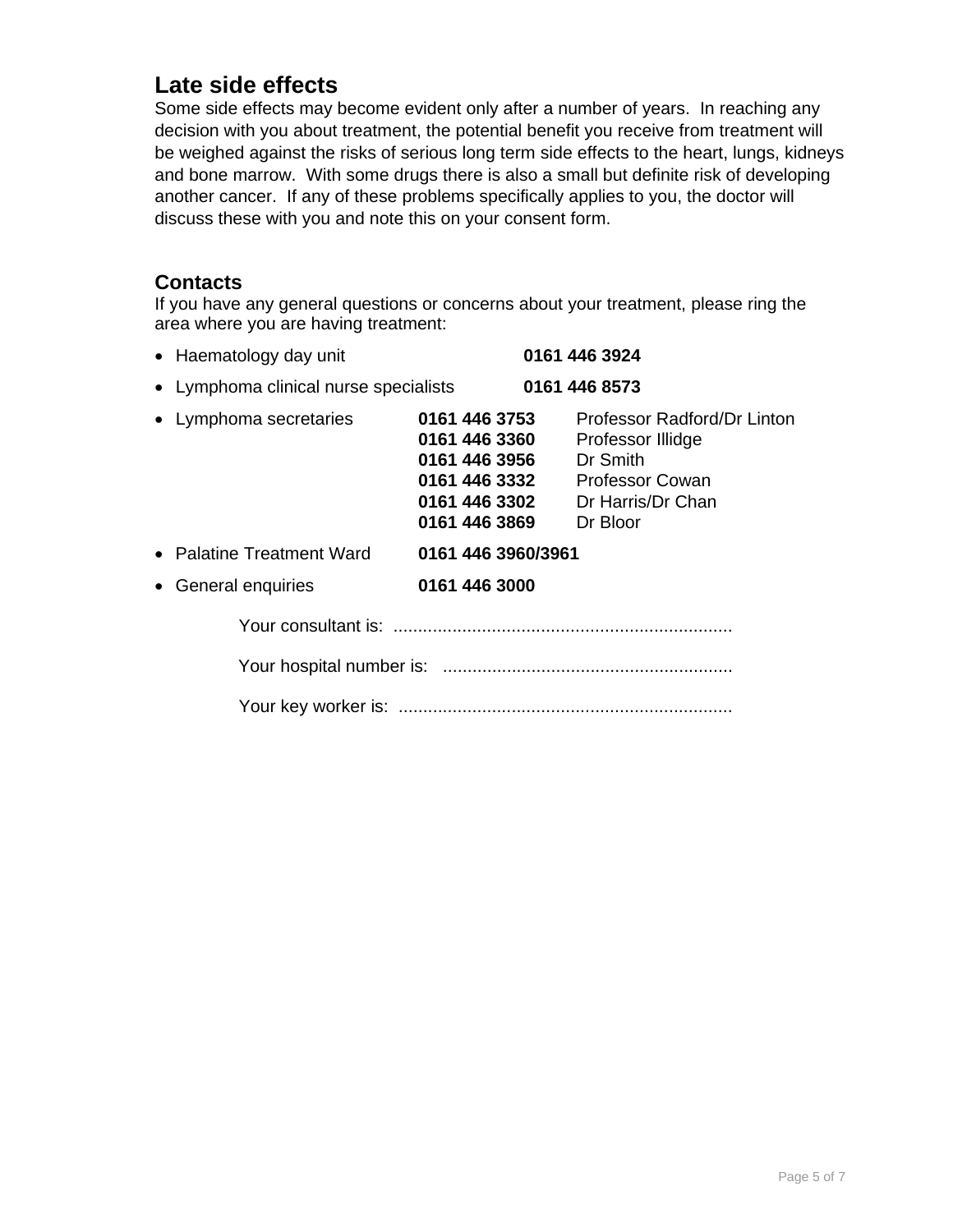## Late side effects

Some side effects may become evident only after a number of years. In reaching any decision with you about treatment, the potential benefit you receive from treatment will be weighed against the risks of serious long term side effects to the heart, lungs, kidneys and bone marrow. With some drugs there is also a small but definite risk of developing another cancer. If any of these problems specifically applies to you, the doctor will discuss these with you and note this on your consent form.

## Contacts

If you have any general questions or concerns about your treatment, please ring the area where you are having treatment:

- Haematology day unit **0161 446 3924**
- Lymphoma clinical nurse specialists **0161 446 8573**
- Lymphoma secretaries
  - **0161 446 3753** Professor Radford/Dr Linton
  - **0161 446 3360** Professor Illidge
  - **0161 446 3956** Dr Smith
  - **0161 446 3332** Professor Cowan
  - **0161 446 3302** Dr Harris/Dr Chan
  - **0161 446 3869** Dr Bloor
- Palatine Treatment Ward **0161 446 3960/3961**
- General enquiries **0161 446 3000**

Your consultant is: ....................................................................

Your hospital number is: ..........................................................

Your key worker is: ...................................................................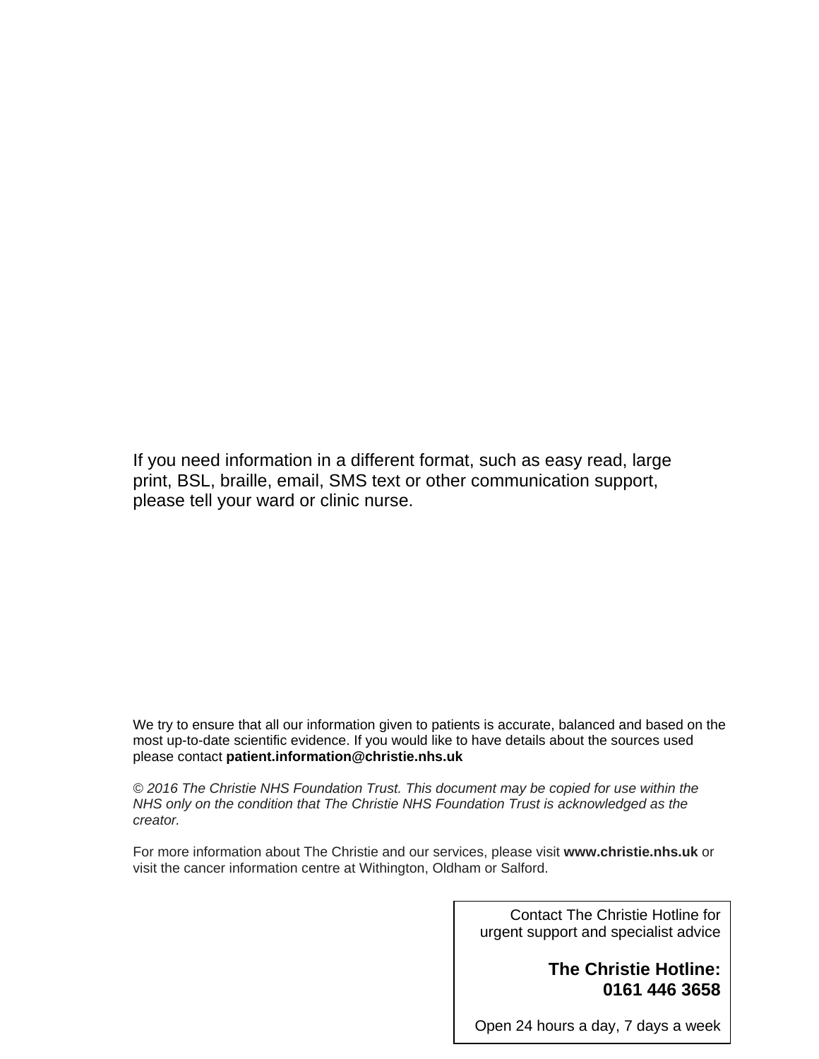If you need information in a different format, such as easy read, large print, BSL, braille, email, SMS text or other communication support, please tell your ward or clinic nurse.

We try to ensure that all our information given to patients is accurate, balanced and based on the most up-to-date scientific evidence. If you would like to have details about the sources used please contact **patient.information@christie.nhs.uk**

*© 2016 The Christie NHS Foundation Trust. This document may be copied for use within the NHS only on the condition that The Christie NHS Foundation Trust is acknowledged as the creator.*

For more information about The Christie and our services, please visit **www.christie.nhs.uk** or visit the cancer information centre at Withington, Oldham or Salford.

Contact The Christie Hotline for urgent support and specialist advice

**The Christie Hotline: 0161 446 3658**

Open 24 hours a day, 7 days a week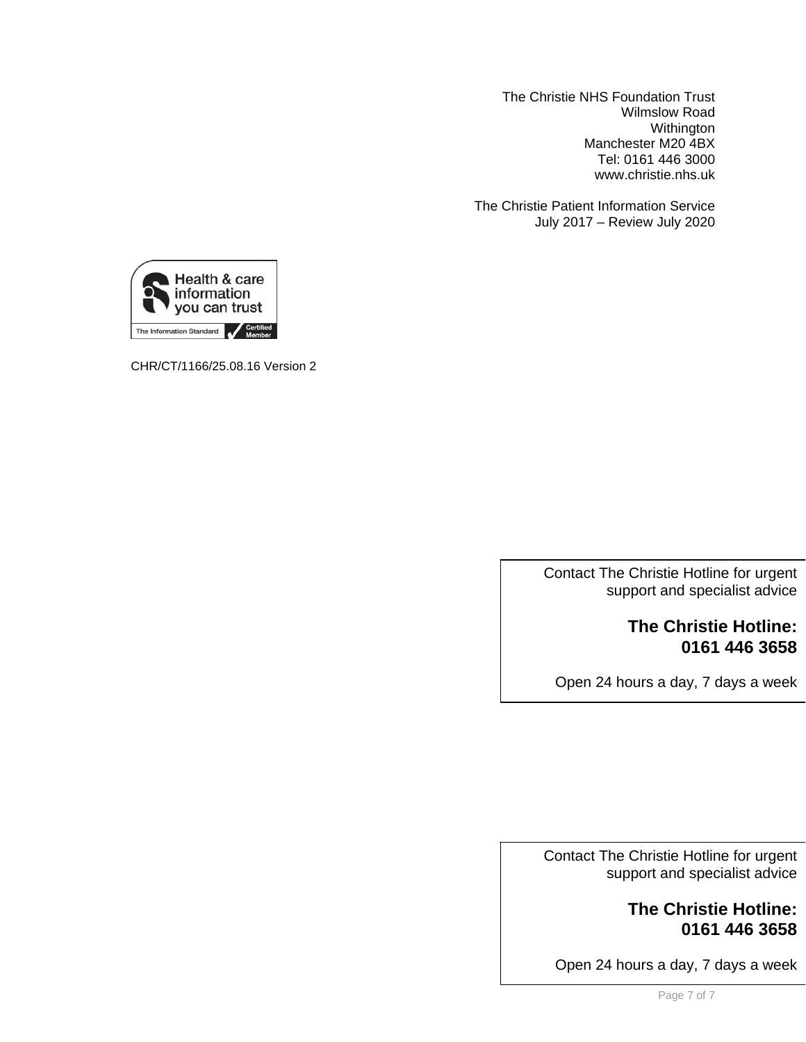The Christie NHS Foundation Trust
Wilmslow Road
Withington
Manchester M20 4BX
Tel: 0161 446 3000
www.christie.nhs.uk

The Christie Patient Information Service
July 2017 – Review July 2020

Health & care information you can trust

The Information Standard Certified Member

CHR/CT/1166/25.08.16 Version 2

Contact The Christie Hotline for urgent support and specialist advice

**The Christie Hotline: 0161 446 3658**

Open 24 hours a day, 7 days a week

Contact The Christie Hotline for urgent support and specialist advice

**The Christie Hotline: 0161 446 3658**

Open 24 hours a day, 7 days a week